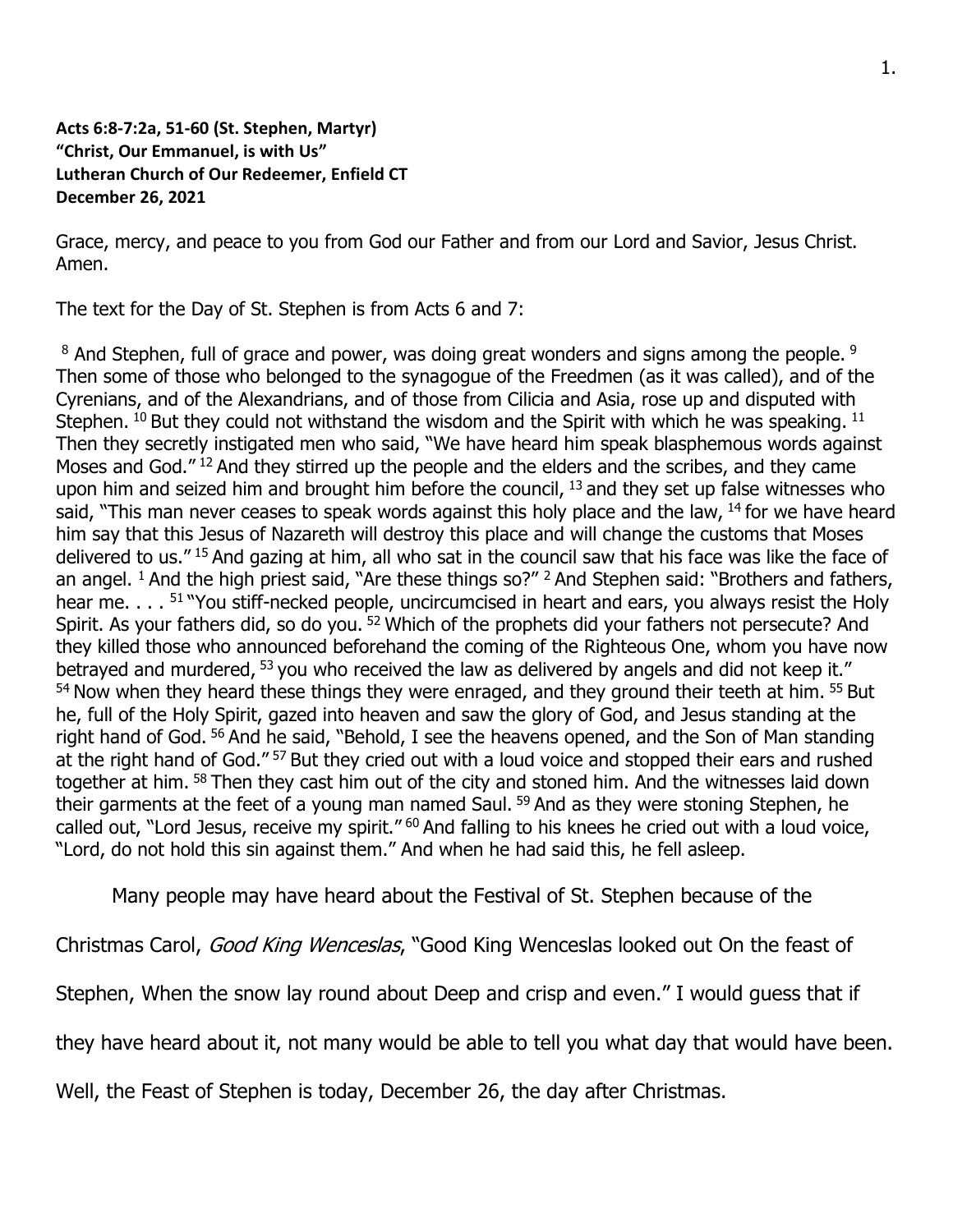**Acts 6:8-7:2a, 51-60 (St. Stephen, Martyr)**
**"Christ, Our Emmanuel, is with Us"**
**Lutheran Church of Our Redeemer, Enfield CT**
**December 26, 2021**

Grace, mercy, and peace to you from God our Father and from our Lord and Savior, Jesus Christ. Amen.

The text for the Day of St. Stephen is from Acts 6 and 7:

[8] And Stephen, full of grace and power, was doing great wonders and signs among the people. [9] Then some of those who belonged to the synagogue of the Freedmen (as it was called), and of the Cyrenians, and of the Alexandrians, and of those from Cilicia and Asia, rose up and disputed with Stephen. [10] But they could not withstand the wisdom and the Spirit with which he was speaking. [11] Then they secretly instigated men who said, "We have heard him speak blasphemous words against Moses and God." [12] And they stirred up the people and the elders and the scribes, and they came upon him and seized him and brought him before the council, [13] and they set up false witnesses who said, "This man never ceases to speak words against this holy place and the law, [14] for we have heard him say that this Jesus of Nazareth will destroy this place and will change the customs that Moses delivered to us." [15] And gazing at him, all who sat in the council saw that his face was like the face of an angel. [1] And the high priest said, "Are these things so?" [2] And Stephen said: "Brothers and fathers, hear me. . . . [51] "You stiff-necked people, uncircumcised in heart and ears, you always resist the Holy Spirit. As your fathers did, so do you. [52] Which of the prophets did your fathers not persecute? And they killed those who announced beforehand the coming of the Righteous One, whom you have now betrayed and murdered, [53] you who received the law as delivered by angels and did not keep it." [54] Now when they heard these things they were enraged, and they ground their teeth at him. [55] But he, full of the Holy Spirit, gazed into heaven and saw the glory of God, and Jesus standing at the right hand of God. [56] And he said, "Behold, I see the heavens opened, and the Son of Man standing at the right hand of God." [57] But they cried out with a loud voice and stopped their ears and rushed together at him. [58] Then they cast him out of the city and stoned him. And the witnesses laid down their garments at the feet of a young man named Saul. [59] And as they were stoning Stephen, he called out, "Lord Jesus, receive my spirit." [60] And falling to his knees he cried out with a loud voice, "Lord, do not hold this sin against them." And when he had said this, he fell asleep.

Many people may have heard about the Festival of St. Stephen because of the Christmas Carol, *Good King Wenceslas*, "Good King Wenceslas looked out On the feast of Stephen, When the snow lay round about Deep and crisp and even." I would guess that if they have heard about it, not many would be able to tell you what day that would have been. Well, the Feast of Stephen is today, December 26, the day after Christmas.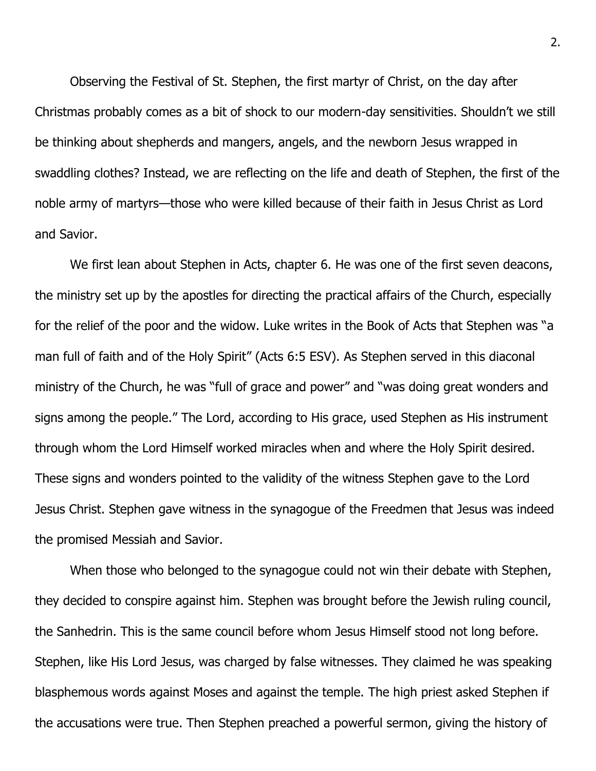Observing the Festival of St. Stephen, the first martyr of Christ, on the day after Christmas probably comes as a bit of shock to our modern-day sensitivities. Shouldn't we still be thinking about shepherds and mangers, angels, and the newborn Jesus wrapped in swaddling clothes? Instead, we are reflecting on the life and death of Stephen, the first of the noble army of martyrs—those who were killed because of their faith in Jesus Christ as Lord and Savior.

We first lean about Stephen in Acts, chapter 6. He was one of the first seven deacons, the ministry set up by the apostles for directing the practical affairs of the Church, especially for the relief of the poor and the widow. Luke writes in the Book of Acts that Stephen was "a man full of faith and of the Holy Spirit" (Acts 6:5 ESV). As Stephen served in this diaconal ministry of the Church, he was "full of grace and power" and "was doing great wonders and signs among the people." The Lord, according to His grace, used Stephen as His instrument through whom the Lord Himself worked miracles when and where the Holy Spirit desired. These signs and wonders pointed to the validity of the witness Stephen gave to the Lord Jesus Christ. Stephen gave witness in the synagogue of the Freedmen that Jesus was indeed the promised Messiah and Savior.

When those who belonged to the synagogue could not win their debate with Stephen, they decided to conspire against him. Stephen was brought before the Jewish ruling council, the Sanhedrin. This is the same council before whom Jesus Himself stood not long before. Stephen, like His Lord Jesus, was charged by false witnesses. They claimed he was speaking blasphemous words against Moses and against the temple. The high priest asked Stephen if the accusations were true. Then Stephen preached a powerful sermon, giving the history of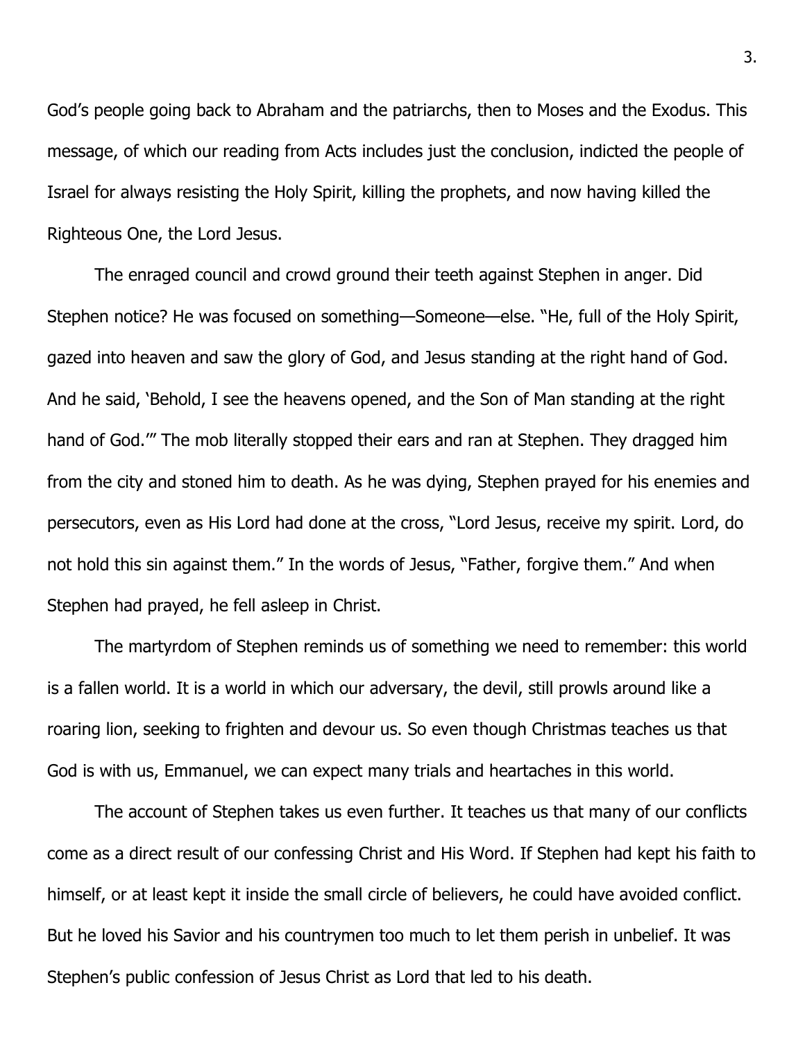God's people going back to Abraham and the patriarchs, then to Moses and the Exodus. This message, of which our reading from Acts includes just the conclusion, indicted the people of Israel for always resisting the Holy Spirit, killing the prophets, and now having killed the Righteous One, the Lord Jesus.

The enraged council and crowd ground their teeth against Stephen in anger. Did Stephen notice? He was focused on something—Someone—else. "He, full of the Holy Spirit, gazed into heaven and saw the glory of God, and Jesus standing at the right hand of God. And he said, 'Behold, I see the heavens opened, and the Son of Man standing at the right hand of God.'" The mob literally stopped their ears and ran at Stephen. They dragged him from the city and stoned him to death. As he was dying, Stephen prayed for his enemies and persecutors, even as His Lord had done at the cross, "Lord Jesus, receive my spirit. Lord, do not hold this sin against them." In the words of Jesus, "Father, forgive them." And when Stephen had prayed, he fell asleep in Christ.

The martyrdom of Stephen reminds us of something we need to remember: this world is a fallen world. It is a world in which our adversary, the devil, still prowls around like a roaring lion, seeking to frighten and devour us. So even though Christmas teaches us that God is with us, Emmanuel, we can expect many trials and heartaches in this world.

The account of Stephen takes us even further. It teaches us that many of our conflicts come as a direct result of our confessing Christ and His Word. If Stephen had kept his faith to himself, or at least kept it inside the small circle of believers, he could have avoided conflict. But he loved his Savior and his countrymen too much to let them perish in unbelief. It was Stephen's public confession of Jesus Christ as Lord that led to his death.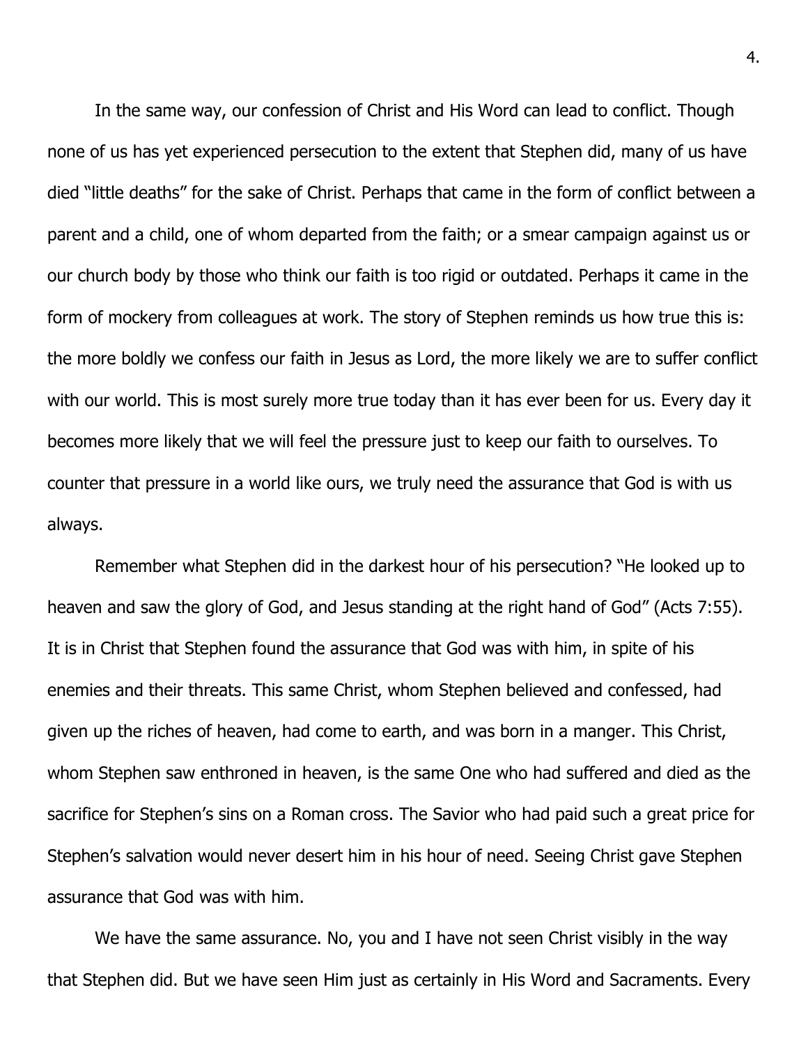In the same way, our confession of Christ and His Word can lead to conflict. Though none of us has yet experienced persecution to the extent that Stephen did, many of us have died "little deaths" for the sake of Christ. Perhaps that came in the form of conflict between a parent and a child, one of whom departed from the faith; or a smear campaign against us or our church body by those who think our faith is too rigid or outdated. Perhaps it came in the form of mockery from colleagues at work. The story of Stephen reminds us how true this is: the more boldly we confess our faith in Jesus as Lord, the more likely we are to suffer conflict with our world. This is most surely more true today than it has ever been for us. Every day it becomes more likely that we will feel the pressure just to keep our faith to ourselves. To counter that pressure in a world like ours, we truly need the assurance that God is with us always.

Remember what Stephen did in the darkest hour of his persecution? "He looked up to heaven and saw the glory of God, and Jesus standing at the right hand of God" (Acts 7:55). It is in Christ that Stephen found the assurance that God was with him, in spite of his enemies and their threats. This same Christ, whom Stephen believed and confessed, had given up the riches of heaven, had come to earth, and was born in a manger. This Christ, whom Stephen saw enthroned in heaven, is the same One who had suffered and died as the sacrifice for Stephen's sins on a Roman cross. The Savior who had paid such a great price for Stephen's salvation would never desert him in his hour of need. Seeing Christ gave Stephen assurance that God was with him.

We have the same assurance. No, you and I have not seen Christ visibly in the way that Stephen did. But we have seen Him just as certainly in His Word and Sacraments. Every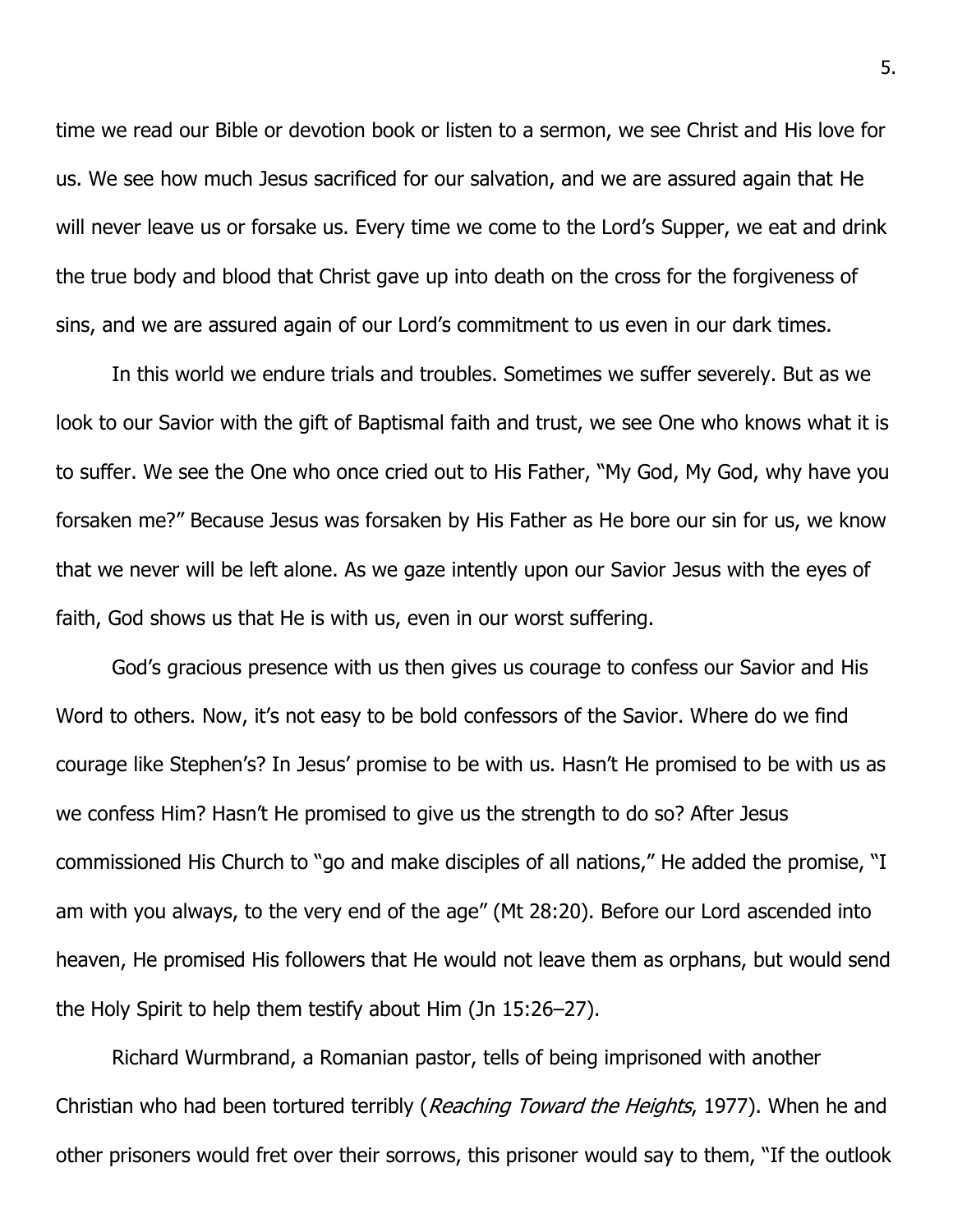time we read our Bible or devotion book or listen to a sermon, we see Christ and His love for us. We see how much Jesus sacrificed for our salvation, and we are assured again that He will never leave us or forsake us. Every time we come to the Lord's Supper, we eat and drink the true body and blood that Christ gave up into death on the cross for the forgiveness of sins, and we are assured again of our Lord's commitment to us even in our dark times.

In this world we endure trials and troubles. Sometimes we suffer severely. But as we look to our Savior with the gift of Baptismal faith and trust, we see One who knows what it is to suffer. We see the One who once cried out to His Father, "My God, My God, why have you forsaken me?" Because Jesus was forsaken by His Father as He bore our sin for us, we know that we never will be left alone. As we gaze intently upon our Savior Jesus with the eyes of faith, God shows us that He is with us, even in our worst suffering.

God's gracious presence with us then gives us courage to confess our Savior and His Word to others. Now, it's not easy to be bold confessors of the Savior. Where do we find courage like Stephen's? In Jesus' promise to be with us. Hasn't He promised to be with us as we confess Him? Hasn't He promised to give us the strength to do so? After Jesus commissioned His Church to "go and make disciples of all nations," He added the promise, "I am with you always, to the very end of the age" (Mt 28:20). Before our Lord ascended into heaven, He promised His followers that He would not leave them as orphans, but would send the Holy Spirit to help them testify about Him (Jn 15:26–27).

Richard Wurmbrand, a Romanian pastor, tells of being imprisoned with another Christian who had been tortured terribly (*Reaching Toward the Heights*, 1977). When he and other prisoners would fret over their sorrows, this prisoner would say to them, "If the outlook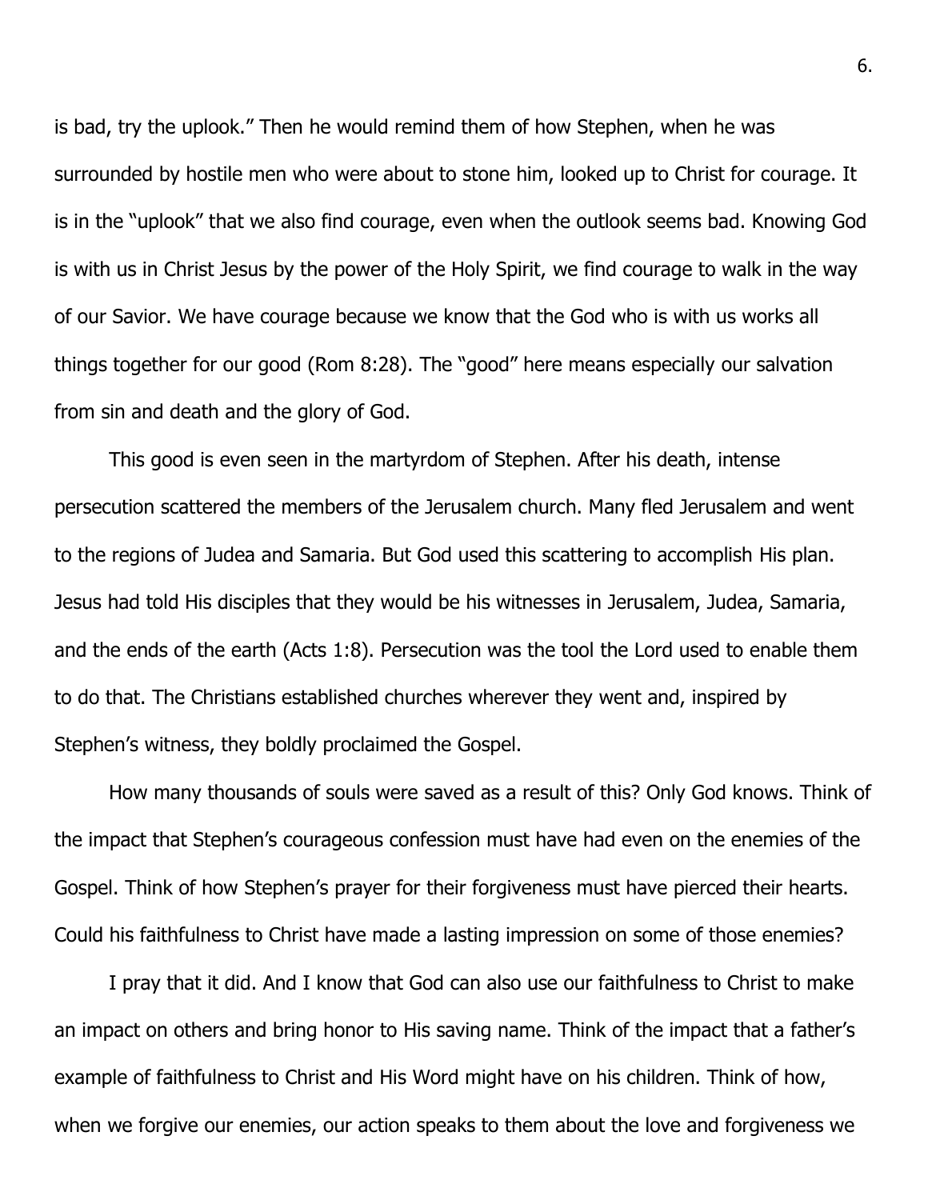is bad, try the uplook." Then he would remind them of how Stephen, when he was surrounded by hostile men who were about to stone him, looked up to Christ for courage. It is in the "uplook" that we also find courage, even when the outlook seems bad. Knowing God is with us in Christ Jesus by the power of the Holy Spirit, we find courage to walk in the way of our Savior. We have courage because we know that the God who is with us works all things together for our good (Rom 8:28). The "good" here means especially our salvation from sin and death and the glory of God.

This good is even seen in the martyrdom of Stephen. After his death, intense persecution scattered the members of the Jerusalem church. Many fled Jerusalem and went to the regions of Judea and Samaria. But God used this scattering to accomplish His plan. Jesus had told His disciples that they would be his witnesses in Jerusalem, Judea, Samaria, and the ends of the earth (Acts 1:8). Persecution was the tool the Lord used to enable them to do that. The Christians established churches wherever they went and, inspired by Stephen's witness, they boldly proclaimed the Gospel.

How many thousands of souls were saved as a result of this? Only God knows. Think of the impact that Stephen's courageous confession must have had even on the enemies of the Gospel. Think of how Stephen's prayer for their forgiveness must have pierced their hearts. Could his faithfulness to Christ have made a lasting impression on some of those enemies?

I pray that it did. And I know that God can also use our faithfulness to Christ to make an impact on others and bring honor to His saving name. Think of the impact that a father's example of faithfulness to Christ and His Word might have on his children. Think of how, when we forgive our enemies, our action speaks to them about the love and forgiveness we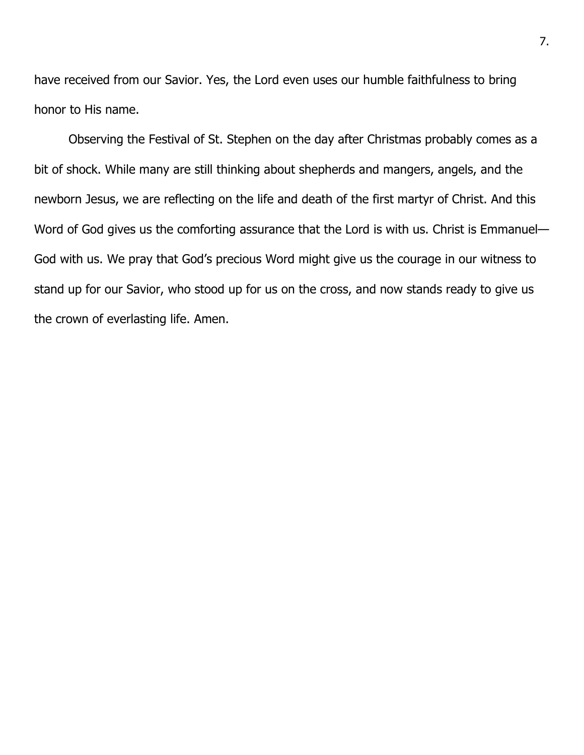have received from our Savior. Yes, the Lord even uses our humble faithfulness to bring honor to His name.

Observing the Festival of St. Stephen on the day after Christmas probably comes as a bit of shock. While many are still thinking about shepherds and mangers, angels, and the newborn Jesus, we are reflecting on the life and death of the first martyr of Christ. And this Word of God gives us the comforting assurance that the Lord is with us. Christ is Emmanuel—God with us. We pray that God's precious Word might give us the courage in our witness to stand up for our Savior, who stood up for us on the cross, and now stands ready to give us the crown of everlasting life. Amen.